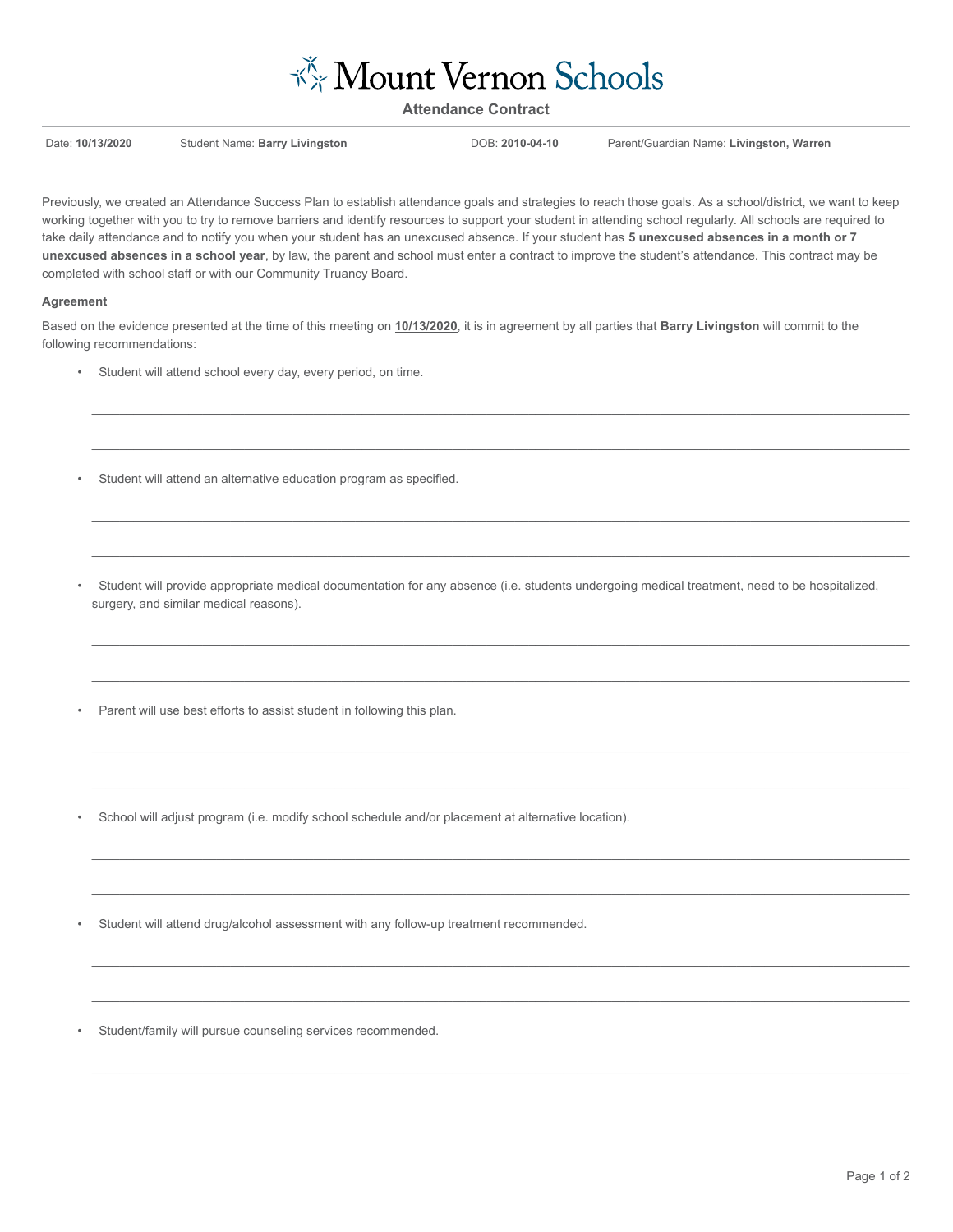# Mount Vernon Schools

## Attendance Contract

| Date: **10/13/2020** | Student Name: **Barry Livingston** | DOB: **2010-04-10** | Parent/Guardian Name: **Livingston, Warren** |
|---|---|---|---|

Previously, we created an Attendance Success Plan to establish attendance goals and strategies to reach those goals. As a school/district, we want to keep working together with you to try to remove barriers and identify resources to support your student in attending school regularly. All schools are required to take daily attendance and to notify you when your student has an unexcused absence. If your student has **5 unexcused absences in a month or 7 unexcused absences in a school year**, by law, the parent and school must enter a contract to improve the student's attendance. This contract may be completed with school staff or with our Community Truancy Board.

**Agreement**

Based on the evidence presented at the time of this meeting on **10/13/2020**, it is in agreement by all parties that **Barry Livingston** will commit to the following recommendations:

- Student will attend school every day, every period, on time.

- Student will attend an alternative education program as specified.

- Student will provide appropriate medical documentation for any absence (i.e. students undergoing medical treatment, need to be hospitalized, surgery, and similar medical reasons).

- Parent will use best efforts to assist student in following this plan.

- School will adjust program (i.e. modify school schedule and/or placement at alternative location).

- Student will attend drug/alcohol assessment with any follow-up treatment recommended.

- Student/family will pursue counseling services recommended.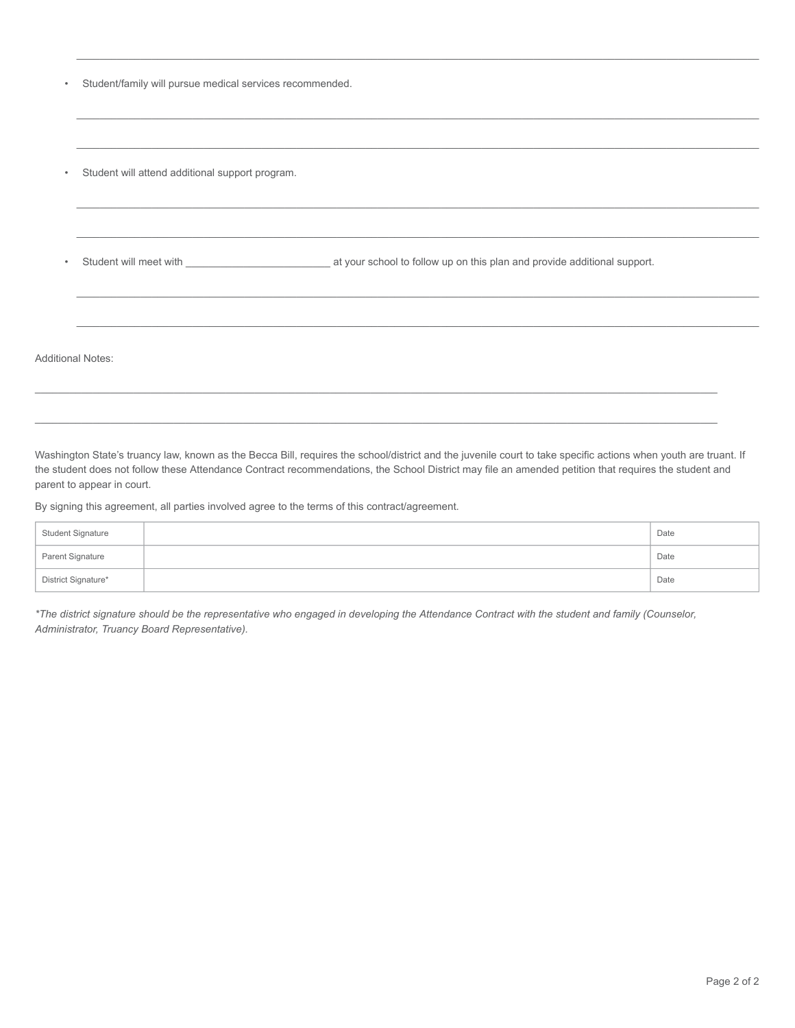- Student/family will pursue medical services recommended.

- Student will attend additional support program.

- Student will meet with _________________________ at your school to follow up on this plan and provide additional support.

Additional Notes:

Washington State's truancy law, known as the Becca Bill, requires the school/district and the juvenile court to take specific actions when youth are truant. If the student does not follow these Attendance Contract recommendations, the School District may file an amended petition that requires the student and parent to appear in court.

By signing this agreement, all parties involved agree to the terms of this contract/agreement.

| | | |
|---|---|---|
| Student Signature | | Date |
| Parent Signature | | Date |
| District Signature* | | Date |

*\*The district signature should be the representative who engaged in developing the Attendance Contract with the student and family (Counselor, Administrator, Truancy Board Representative).*